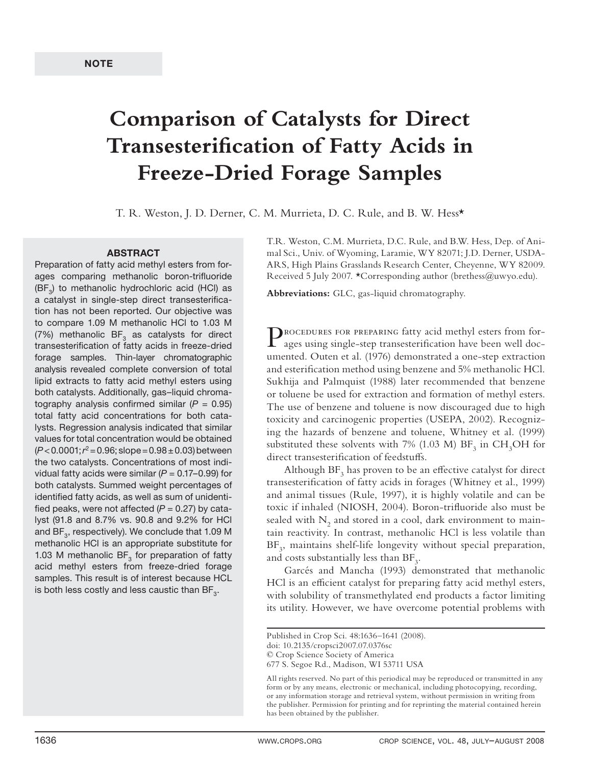**NOTE**

# Comparison of Catalysts for Direct Transesterification of Fatty Acids in Freeze-Dried Forage Samples

T. R. Weston, J. D. Derner, C. M. Murrieta, D. C. Rule, and B. W. Hess*

## ABSTRACT

Preparation of fatty acid methyl esters from forages comparing methanolic boron-trifluoride ($BF_3$) to methanolic hydrochloric acid (HCl) as a catalyst in single-step direct transesterification has not been reported. Our objective was to compare 1.09 M methanolic HCl to 1.03 M (7%) methanolic $BF_3$ as catalysts for direct transesterification of fatty acids in freeze-dried forage samples. Thin-layer chromatographic analysis revealed complete conversion of total lipid extracts to fatty acid methyl esters using both catalysts. Additionally, gas–liquid chromatography analysis confirmed similar ($P = 0.95$) total fatty acid concentrations for both catalysts. Regression analysis indicated that similar values for total concentration would be obtained ($P < 0.0001$; $r^2 = 0.96$; slope = $0.98 \pm 0.03$) between the two catalysts. Concentrations of most individual fatty acids were similar ($P = 0.17$–$0.99$) for both catalysts. Summed weight percentages of identified fatty acids, as well as sum of unidentified peaks, were not affected ($P = 0.27$) by catalyst (91.8 and 8.7% vs. 90.8 and 9.2% for HCl and $BF_3$, respectively). We conclude that 1.09 M methanolic HCl is an appropriate substitute for 1.03 M methanolic $BF_3$ for preparation of fatty acid methyl esters from freeze-dried forage samples. This result is of interest because HCL is both less costly and less caustic than $BF_3$.

T.R. Weston, C.M. Murrieta, D.C. Rule, and B.W. Hess, Dep. of Animal Sci., Univ. of Wyoming, Laramie, WY 82071; J.D. Derner, USDA-ARS, High Plains Grasslands Research Center, Cheyenne, WY 82009. Received 5 July 2007. *Corresponding author (brethess@uwyo.edu).

**Abbreviations:** GLC, gas-liquid chromatography.

Procedures for preparing fatty acid methyl esters from forages using single-step transesterification have been well documented. Outen et al. (1976) demonstrated a one-step extraction and esterification method using benzene and 5% methanolic HCl. Sukhija and Palmquist (1988) later recommended that benzene or toluene be used for extraction and formation of methyl esters. The use of benzene and toluene is now discouraged due to high toxicity and carcinogenic properties (USEPA, 2002). Recognizing the hazards of benzene and toluene, Whitney et al. (1999) substituted these solvents with 7% (1.03 M) $BF_3$ in $CH_3OH$ for direct transesterification of feedstuffs.

Although $BF_3$ has proven to be an effective catalyst for direct transesterification of fatty acids in forages (Whitney et al., 1999) and animal tissues (Rule, 1997), it is highly volatile and can be toxic if inhaled (NIOSH, 2004). Boron-trifluoride also must be sealed with $N_2$ and stored in a cool, dark environment to maintain reactivity. In contrast, methanolic HCl is less volatile than $BF_3$, maintains shelf-life longevity without special preparation, and costs substantially less than $BF_3$.

Garcés and Mancha (1993) demonstrated that methanolic HCl is an efficient catalyst for preparing fatty acid methyl esters, with solubility of transmethylated end products a factor limiting its utility. However, we have overcome potential problems with

Published in Crop Sci. 48:1636–1641 (2008).
doi: 10.2135/cropsci2007.07.0376sc
© Crop Science Society of America
677 S. Segoe Rd., Madison, WI 53711 USA

All rights reserved. No part of this periodical may be reproduced or transmitted in any form or by any means, electronic or mechanical, including photocopying, recording, or any information storage and retrieval system, without permission in writing from the publisher. Permission for printing and for reprinting the material contained herein has been obtained by the publisher.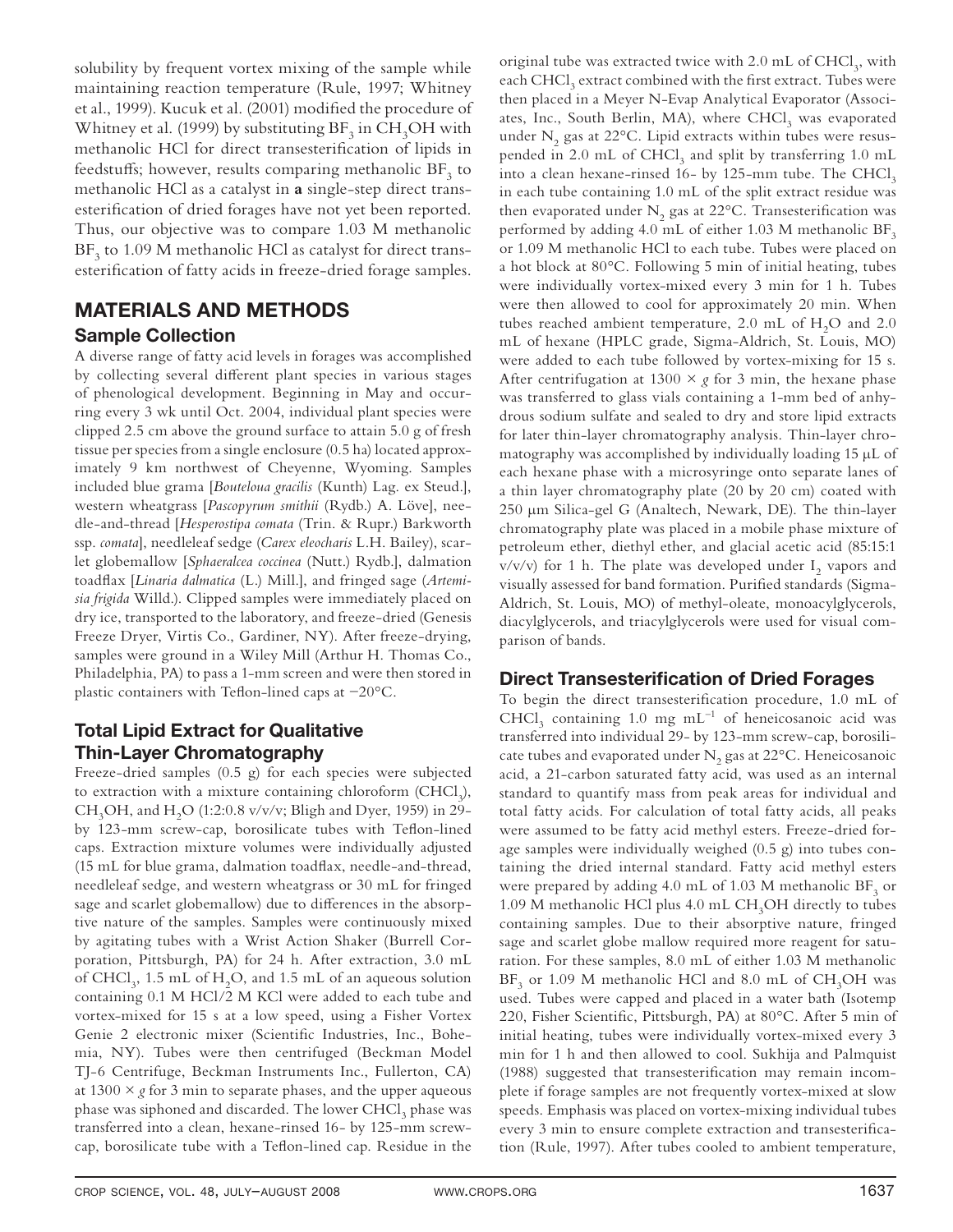solubility by frequent vortex mixing of the sample while maintaining reaction temperature (Rule, 1997; Whitney et al., 1999). Kucuk et al. (2001) modified the procedure of Whitney et al. (1999) by substituting $BF_3$ in $CH_3OH$ with methanolic HCl for direct transesterification of lipids in feedstuffs; however, results comparing methanolic $BF_3$ to methanolic HCl as a catalyst in **a** single-step direct transesterification of dried forages have not yet been reported. Thus, our objective was to compare 1.03 M methanolic $BF_3$ to 1.09 M methanolic HCl as catalyst for direct transesterification of fatty acids in freeze-dried forage samples.

## MATERIALS AND METHODS

### Sample Collection

A diverse range of fatty acid levels in forages was accomplished by collecting several different plant species in various stages of phenological development. Beginning in May and occurring every 3 wk until Oct. 2004, individual plant species were clipped 2.5 cm above the ground surface to attain 5.0 g of fresh tissue per species from a single enclosure (0.5 ha) located approximately 9 km northwest of Cheyenne, Wyoming. Samples included blue grama [*Bouteloua gracilis* (Kunth) Lag. ex Steud.], western wheatgrass [*Pascopyrum smithii* (Rydb.) A. Löve], needle-and-thread [*Hesperostipa comata* (Trin. & Rupr.) Barkworth ssp. *comata*], needleleaf sedge (*Carex eleocharis* L.H. Bailey), scarlet globemallow [*Sphaeralcea coccinea* (Nutt.) Rydb.], dalmation toadflax [*Linaria dalmatica* (L.) Mill.], and fringed sage (*Artemisia frigida* Willd.). Clipped samples were immediately placed on dry ice, transported to the laboratory, and freeze-dried (Genesis Freeze Dryer, Virtis Co., Gardiner, NY). After freeze-drying, samples were ground in a Wiley Mill (Arthur H. Thomas Co., Philadelphia, PA) to pass a 1-mm screen and were then stored in plastic containers with Teflon-lined caps at −20°C.

### Total Lipid Extract for Qualitative Thin-Layer Chromatography

Freeze-dried samples (0.5 g) for each species were subjected to extraction with a mixture containing chloroform ($CHCl_3$), $CH_3OH$, and $H_2O$ (1:2:0.8 v/v/v; Bligh and Dyer, 1959) in 29- by 123-mm screw-cap, borosilicate tubes with Teflon-lined caps. Extraction mixture volumes were individually adjusted (15 mL for blue grama, dalmation toadflax, needle-and-thread, needleleaf sedge, and western wheatgrass or 30 mL for fringed sage and scarlet globemallow) due to differences in the absorptive nature of the samples. Samples were continuously mixed by agitating tubes with a Wrist Action Shaker (Burrell Corporation, Pittsburgh, PA) for 24 h. After extraction, 3.0 mL of $CHCl_3$, 1.5 mL of $H_2O$, and 1.5 mL of an aqueous solution containing 0.1 M HCl/2 M KCl were added to each tube and vortex-mixed for 15 s at a low speed, using a Fisher Vortex Genie 2 electronic mixer (Scientific Industries, Inc., Bohemia, NY). Tubes were then centrifuged (Beckman Model TJ-6 Centrifuge, Beckman Instruments Inc., Fullerton, CA) at 1300 × *g* for 3 min to separate phases, and the upper aqueous phase was siphoned and discarded. The lower $CHCl_3$ phase was transferred into a clean, hexane-rinsed 16- by 125-mm screw-cap, borosilicate tube with a Teflon-lined cap. Residue in the original tube was extracted twice with 2.0 mL of $CHCl_3$, with each $CHCl_3$ extract combined with the first extract. Tubes were then placed in a Meyer N-Evap Analytical Evaporator (Associates, Inc., South Berlin, MA), where $CHCl_3$ was evaporated under $N_2$ gas at 22°C. Lipid extracts within tubes were resuspended in 2.0 mL of $CHCl_3$ and split by transferring 1.0 mL into a clean hexane-rinsed 16- by 125-mm tube. The $CHCl_3$ in each tube containing 1.0 mL of the split extract residue was then evaporated under $N_2$ gas at 22°C. Transesterification was performed by adding 4.0 mL of either 1.03 M methanolic $BF_3$ or 1.09 M methanolic HCl to each tube. Tubes were placed on a hot block at 80°C. Following 5 min of initial heating, tubes were individually vortex-mixed every 3 min for 1 h. Tubes were then allowed to cool for approximately 20 min. When tubes reached ambient temperature, 2.0 mL of $H_2O$ and 2.0 mL of hexane (HPLC grade, Sigma-Aldrich, St. Louis, MO) were added to each tube followed by vortex-mixing for 15 s. After centrifugation at 1300 × *g* for 3 min, the hexane phase was transferred to glass vials containing a 1-mm bed of anhydrous sodium sulfate and sealed to dry and store lipid extracts for later thin-layer chromatography analysis. Thin-layer chromatography was accomplished by individually loading 15 μL of each hexane phase with a microsyringe onto separate lanes of a thin layer chromatography plate (20 by 20 cm) coated with 250 μm Silica-gel G (Analtech, Newark, DE). The thin-layer chromatography plate was placed in a mobile phase mixture of petroleum ether, diethyl ether, and glacial acetic acid (85:15:1 v/v/v) for 1 h. The plate was developed under $I_2$ vapors and visually assessed for band formation. Purified standards (Sigma-Aldrich, St. Louis, MO) of methyl-oleate, monoacylglycerols, diacylglycerols, and triacylglycerols were used for visual comparison of bands.

### Direct Transesterification of Dried Forages

To begin the direct transesterification procedure, 1.0 mL of $CHCl_3$ containing 1.0 mg $mL^{-1}$ of heneicosanoic acid was transferred into individual 29- by 123-mm screw-cap, borosilicate tubes and evaporated under $N_2$ gas at 22°C. Heneicosanoic acid, a 21-carbon saturated fatty acid, was used as an internal standard to quantify mass from peak areas for individual and total fatty acids. For calculation of total fatty acids, all peaks were assumed to be fatty acid methyl esters. Freeze-dried forage samples were individually weighed (0.5 g) into tubes containing the dried internal standard. Fatty acid methyl esters were prepared by adding 4.0 mL of 1.03 M methanolic $BF_3$ or 1.09 M methanolic HCl plus 4.0 mL $CH_3OH$ directly to tubes containing samples. Due to their absorptive nature, fringed sage and scarlet globe mallow required more reagent for saturation. For these samples, 8.0 mL of either 1.03 M methanolic $BF_3$ or 1.09 M methanolic HCl and 8.0 mL of $CH_3OH$ was used. Tubes were capped and placed in a water bath (Isotemp 220, Fisher Scientific, Pittsburgh, PA) at 80°C. After 5 min of initial heating, tubes were individually vortex-mixed every 3 min for 1 h and then allowed to cool. Sukhija and Palmquist (1988) suggested that transesterification may remain incomplete if forage samples are not frequently vortex-mixed at slow speeds. Emphasis was placed on vortex-mixing individual tubes every 3 min to ensure complete extraction and transesterification (Rule, 1997). After tubes cooled to ambient temperature,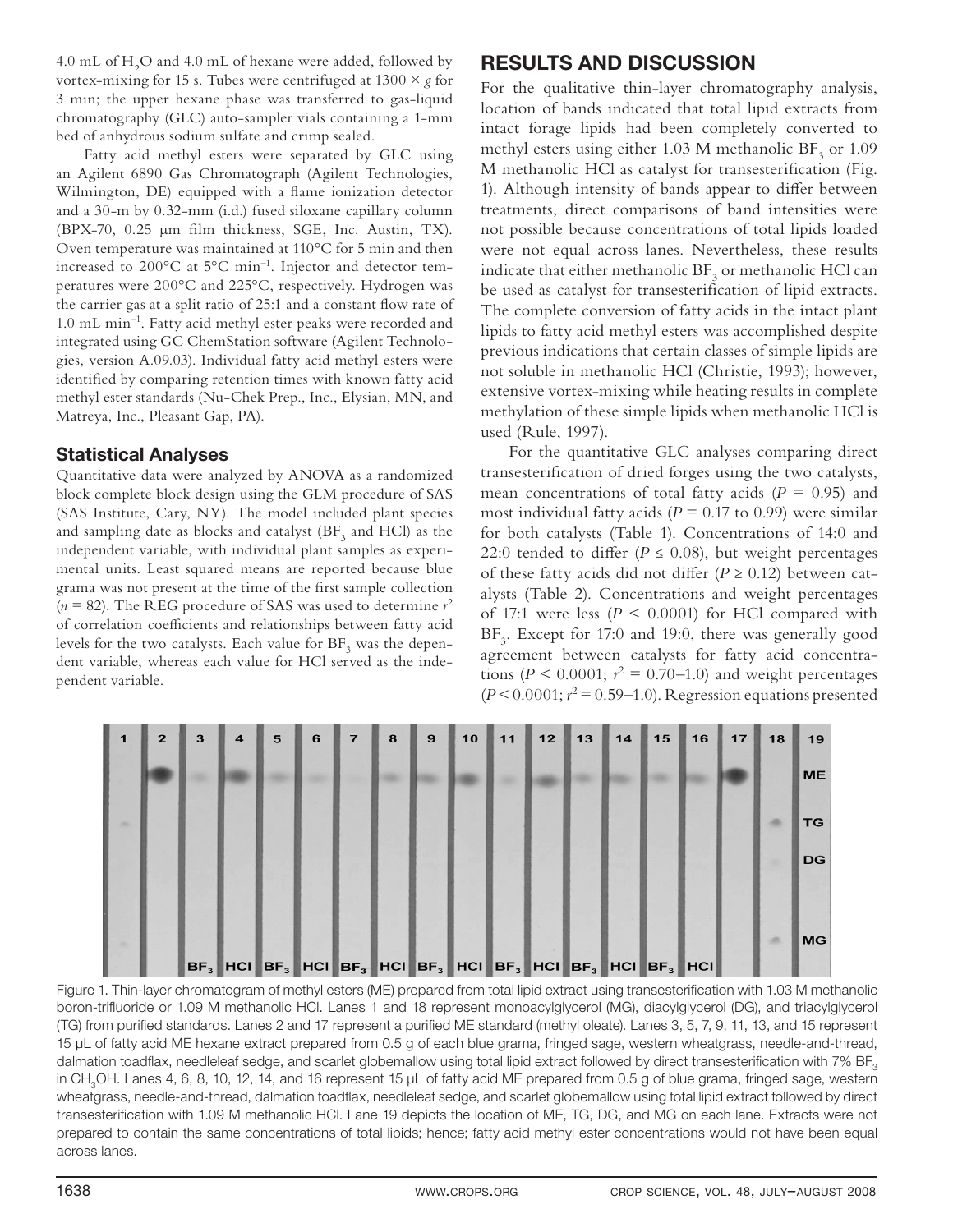4.0 mL of $H_2O$ and 4.0 mL of hexane were added, followed by vortex-mixing for 15 s. Tubes were centrifuged at 1300 × *g* for 3 min; the upper hexane phase was transferred to gas-liquid chromatography (GLC) auto-sampler vials containing a 1-mm bed of anhydrous sodium sulfate and crimp sealed.

Fatty acid methyl esters were separated by GLC using an Agilent 6890 Gas Chromatograph (Agilent Technologies, Wilmington, DE) equipped with a flame ionization detector and a 30-m by 0.32-mm (i.d.) fused siloxane capillary column (BPX-70, 0.25 μm film thickness, SGE, Inc. Austin, TX). Oven temperature was maintained at 110°C for 5 min and then increased to 200°C at 5°C $min^{-1}$. Injector and detector temperatures were 200°C and 225°C, respectively. Hydrogen was the carrier gas at a split ratio of 25:1 and a constant flow rate of 1.0 mL $min^{-1}$. Fatty acid methyl ester peaks were recorded and integrated using GC ChemStation software (Agilent Technologies, version A.09.03). Individual fatty acid methyl esters were identified by comparing retention times with known fatty acid methyl ester standards (Nu-Chek Prep., Inc., Elysian, MN, and Matreya, Inc., Pleasant Gap, PA).

## Statistical Analyses

Quantitative data were analyzed by ANOVA as a randomized block complete block design using the GLM procedure of SAS (SAS Institute, Cary, NY). The model included plant species and sampling date as blocks and catalyst ($BF_3$ and HCl) as the independent variable, with individual plant samples as experimental units. Least squared means are reported because blue grama was not present at the time of the first sample collection ($n = 82$). The REG procedure of SAS was used to determine $r^2$ of correlation coefficients and relationships between fatty acid levels for the two catalysts. Each value for $BF_3$ was the dependent variable, whereas each value for HCl served as the independent variable.

# RESULTS AND DISCUSSION

For the qualitative thin-layer chromatography analysis, location of bands indicated that total lipid extracts from intact forage lipids had been completely converted to methyl esters using either 1.03 M methanolic $BF_3$ or 1.09 M methanolic HCl as catalyst for transesterification (Fig. 1). Although intensity of bands appear to differ between treatments, direct comparisons of band intensities were not possible because concentrations of total lipids loaded were not equal across lanes. Nevertheless, these results indicate that either methanolic $BF_3$ or methanolic HCl can be used as catalyst for transesterification of lipid extracts. The complete conversion of fatty acids in the intact plant lipids to fatty acid methyl esters was accomplished despite previous indications that certain classes of simple lipids are not soluble in methanolic HCl (Christie, 1993); however, extensive vortex-mixing while heating results in complete methylation of these simple lipids when methanolic HCl is used (Rule, 1997).

For the quantitative GLC analyses comparing direct transesterification of dried forges using the two catalysts, mean concentrations of total fatty acids ($P = 0.95$) and most individual fatty acids ($P = 0.17$ to 0.99) were similar for both catalysts (Table 1). Concentrations of 14:0 and 22:0 tended to differ ($P \leq 0.08$), but weight percentages of these fatty acids did not differ ($P \geq 0.12$) between catalysts (Table 2). Concentrations and weight percentages of 17:1 were less ($P < 0.0001$) for HCl compared with $BF_3$. Except for 17:0 and 19:0, there was generally good agreement between catalysts for fatty acid concentrations ($P < 0.0001$; $r^2 = 0.70$–1.0) and weight percentages ($P < 0.0001$; $r^2 = 0.59$–1.0). Regression equations presented

Figure 1. Thin-layer chromatogram of methyl esters (ME) prepared from total lipid extract using transesterification with 1.03 M methanolic boron-trifluoride or 1.09 M methanolic HCl. Lanes 1 and 18 represent monoacylglycerol (MG), diacylglycerol (DG), and triacylglycerol (TG) from purified standards. Lanes 2 and 17 represent a purified ME standard (methyl oleate). Lanes 3, 5, 7, 9, 11, 13, and 15 represent 15 μL of fatty acid ME hexane extract prepared from 0.5 g of each blue grama, fringed sage, western wheatgrass, needle-and-thread, dalmation toadflax, needleleaf sedge, and scarlet globemallow using total lipid extract followed by direct transesterification with 7% $BF_3$ in $CH_3OH$. Lanes 4, 6, 8, 10, 12, 14, and 16 represent 15 μL of fatty acid ME prepared from 0.5 g of blue grama, fringed sage, western wheatgrass, needle-and-thread, dalmation toadflax, needleleaf sedge, and scarlet globemallow using total lipid extract followed by direct transesterification with 1.09 M methanolic HCl. Lane 19 depicts the location of ME, TG, DG, and MG on each lane. Extracts were not prepared to contain the same concentrations of total lipids; hence; fatty acid methyl ester concentrations would not have been equal across lanes.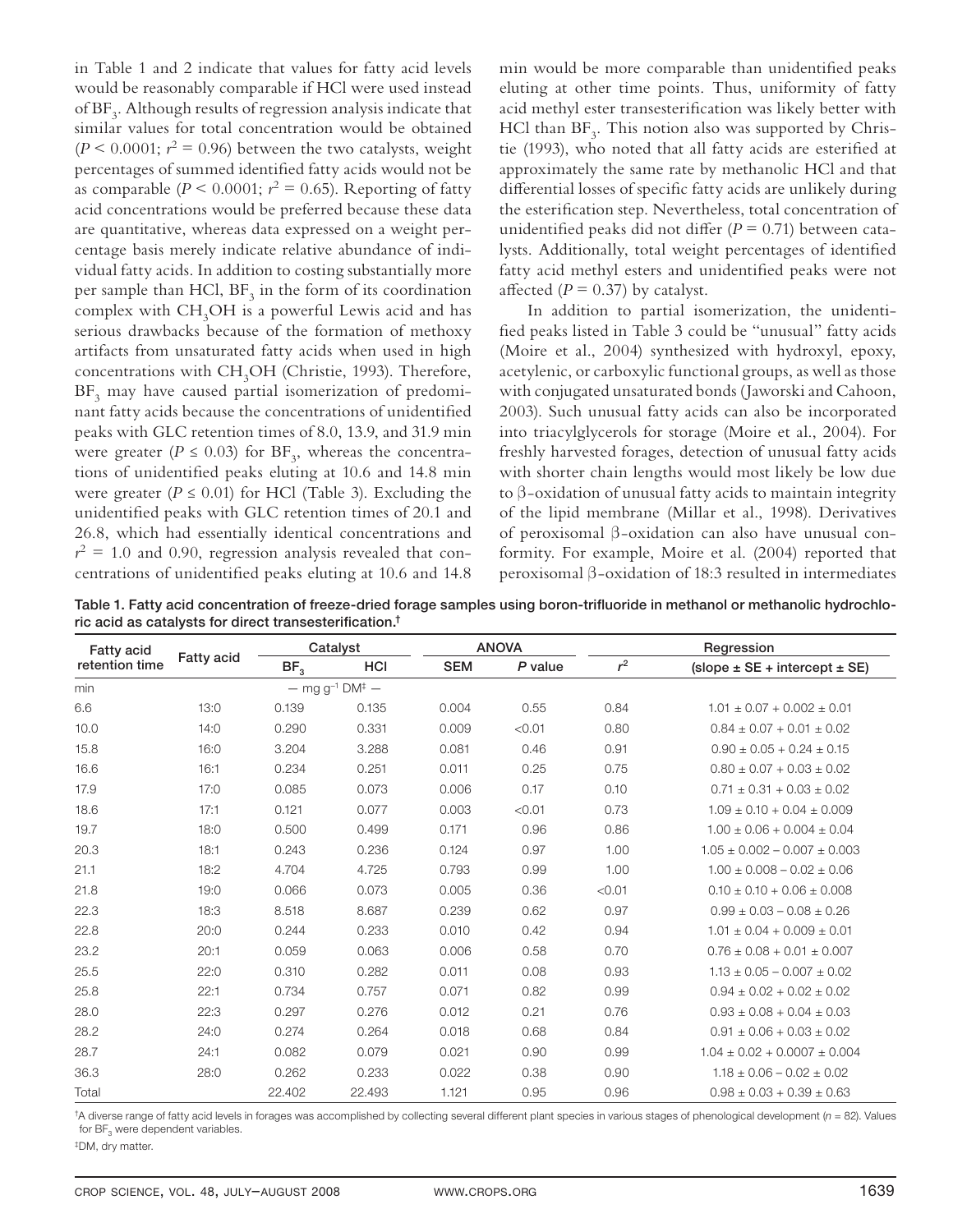in Table 1 and 2 indicate that values for fatty acid levels would be reasonably comparable if HCl were used instead of $BF_3$. Although results of regression analysis indicate that similar values for total concentration would be obtained ($P < 0.0001$; $r^2 = 0.96$) between the two catalysts, weight percentages of summed identified fatty acids would not be as comparable ($P < 0.0001$; $r^2 = 0.65$). Reporting of fatty acid concentrations would be preferred because these data are quantitative, whereas data expressed on a weight percentage basis merely indicate relative abundance of individual fatty acids. In addition to costing substantially more per sample than HCl, $BF_3$ in the form of its coordination complex with $CH_3OH$ is a powerful Lewis acid and has serious drawbacks because of the formation of methoxy artifacts from unsaturated fatty acids when used in high concentrations with $CH_3OH$ (Christie, 1993). Therefore, $BF_3$ may have caused partial isomerization of predominant fatty acids because the concentrations of unidentified peaks with GLC retention times of 8.0, 13.9, and 31.9 min were greater ($P \leq 0.03$) for $BF_3$, whereas the concentrations of unidentified peaks eluting at 10.6 and 14.8 min were greater ($P \leq 0.01$) for HCl (Table 3). Excluding the unidentified peaks with GLC retention times of 20.1 and 26.8, which had essentially identical concentrations and $r^2 = 1.0$ and 0.90, regression analysis revealed that concentrations of unidentified peaks eluting at 10.6 and 14.8 min would be more comparable than unidentified peaks eluting at other time points. Thus, uniformity of fatty acid methyl ester transesterification was likely better with HCl than $BF_3$. This notion also was supported by Christie (1993), who noted that all fatty acids are esterified at approximately the same rate by methanolic HCl and that differential losses of specific fatty acids are unlikely during the esterification step. Nevertheless, total concentration of unidentified peaks did not differ ($P = 0.71$) between catalysts. Additionally, total weight percentages of identified fatty acid methyl esters and unidentified peaks were not affected ($P = 0.37$) by catalyst.

In addition to partial isomerization, the unidentified peaks listed in Table 3 could be "unusual" fatty acids (Moire et al., 2004) synthesized with hydroxyl, epoxy, acetylenic, or carboxylic functional groups, as well as those with conjugated unsaturated bonds (Jaworski and Cahoon, 2003). Such unusual fatty acids can also be incorporated into triacylglycerols for storage (Moire et al., 2004). For freshly harvested forages, detection of unusual fatty acids with shorter chain lengths would most likely be low due to β-oxidation of unusual fatty acids to maintain integrity of the lipid membrane (Millar et al., 1998). Derivatives of peroxisomal β-oxidation can also have unusual conformity. For example, Moire et al. (2004) reported that peroxisomal β-oxidation of 18:3 resulted in intermediates

**Table 1. Fatty acid concentration of freeze-dried forage samples using boron-trifluoride in methanol or methanolic hydrochloric acid as catalysts for direct transesterification.[†]**

| Fatty acid retention time | Fatty acid | Catalyst | | ANOVA | | Regression | |
|---|---|---|---|---|---|---|---|
| | | $BF_3$ | HCl | SEM | *P* value | $r^2$ | (slope ± SE + intercept ± SE) |
| min | | — mg g$^{-1}$ DM[‡] — | | | | | |
| 6.6 | 13:0 | 0.139 | 0.135 | 0.004 | 0.55 | 0.84 | 1.01 ± 0.07 + 0.002 ± 0.01 |
| 10.0 | 14:0 | 0.290 | 0.331 | 0.009 | <0.01 | 0.80 | 0.84 ± 0.07 + 0.01 ± 0.02 |
| 15.8 | 16:0 | 3.204 | 3.288 | 0.081 | 0.46 | 0.91 | 0.90 ± 0.05 + 0.24 ± 0.15 |
| 16.6 | 16:1 | 0.234 | 0.251 | 0.011 | 0.25 | 0.75 | 0.80 ± 0.07 + 0.03 ± 0.02 |
| 17.9 | 17:0 | 0.085 | 0.073 | 0.006 | 0.17 | 0.10 | 0.71 ± 0.31 + 0.03 ± 0.02 |
| 18.6 | 17:1 | 0.121 | 0.077 | 0.003 | <0.01 | 0.73 | 1.09 ± 0.10 + 0.04 ± 0.009 |
| 19.7 | 18:0 | 0.500 | 0.499 | 0.171 | 0.96 | 0.86 | 1.00 ± 0.06 + 0.004 ± 0.04 |
| 20.3 | 18:1 | 0.243 | 0.236 | 0.124 | 0.97 | 1.00 | 1.05 ± 0.002 – 0.007 ± 0.003 |
| 21.1 | 18:2 | 4.704 | 4.725 | 0.793 | 0.99 | 1.00 | 1.00 ± 0.008 – 0.02 ± 0.06 |
| 21.8 | 19:0 | 0.066 | 0.073 | 0.005 | 0.36 | <0.01 | 0.10 ± 0.10 + 0.06 ± 0.008 |
| 22.3 | 18:3 | 8.518 | 8.687 | 0.239 | 0.62 | 0.97 | 0.99 ± 0.03 – 0.08 ± 0.26 |
| 22.8 | 20:0 | 0.244 | 0.233 | 0.010 | 0.42 | 0.94 | 1.01 ± 0.04 + 0.009 ± 0.01 |
| 23.2 | 20:1 | 0.059 | 0.063 | 0.006 | 0.58 | 0.70 | 0.76 ± 0.08 + 0.01 ± 0.007 |
| 25.5 | 22:0 | 0.310 | 0.282 | 0.011 | 0.08 | 0.93 | 1.13 ± 0.05 – 0.007 ± 0.02 |
| 25.8 | 22:1 | 0.734 | 0.757 | 0.071 | 0.82 | 0.99 | 0.94 ± 0.02 + 0.02 ± 0.02 |
| 28.0 | 22:3 | 0.297 | 0.276 | 0.012 | 0.21 | 0.76 | 0.93 ± 0.08 + 0.04 ± 0.03 |
| 28.2 | 24:0 | 0.274 | 0.264 | 0.018 | 0.68 | 0.84 | 0.91 ± 0.06 + 0.03 ± 0.02 |
| 28.7 | 24:1 | 0.082 | 0.079 | 0.021 | 0.90 | 0.99 | 1.04 ± 0.02 + 0.0007 ± 0.004 |
| 36.3 | 28:0 | 0.262 | 0.233 | 0.022 | 0.38 | 0.90 | 1.18 ± 0.06 – 0.02 ± 0.02 |
| Total | | 22.402 | 22.493 | 1.121 | 0.95 | 0.96 | 0.98 ± 0.03 + 0.39 ± 0.63 |

[†]A diverse range of fatty acid levels in forages was accomplished by collecting several different plant species in various stages of phenological development ($n = 82$). Values for $BF_3$ were dependent variables.

[‡]DM, dry matter.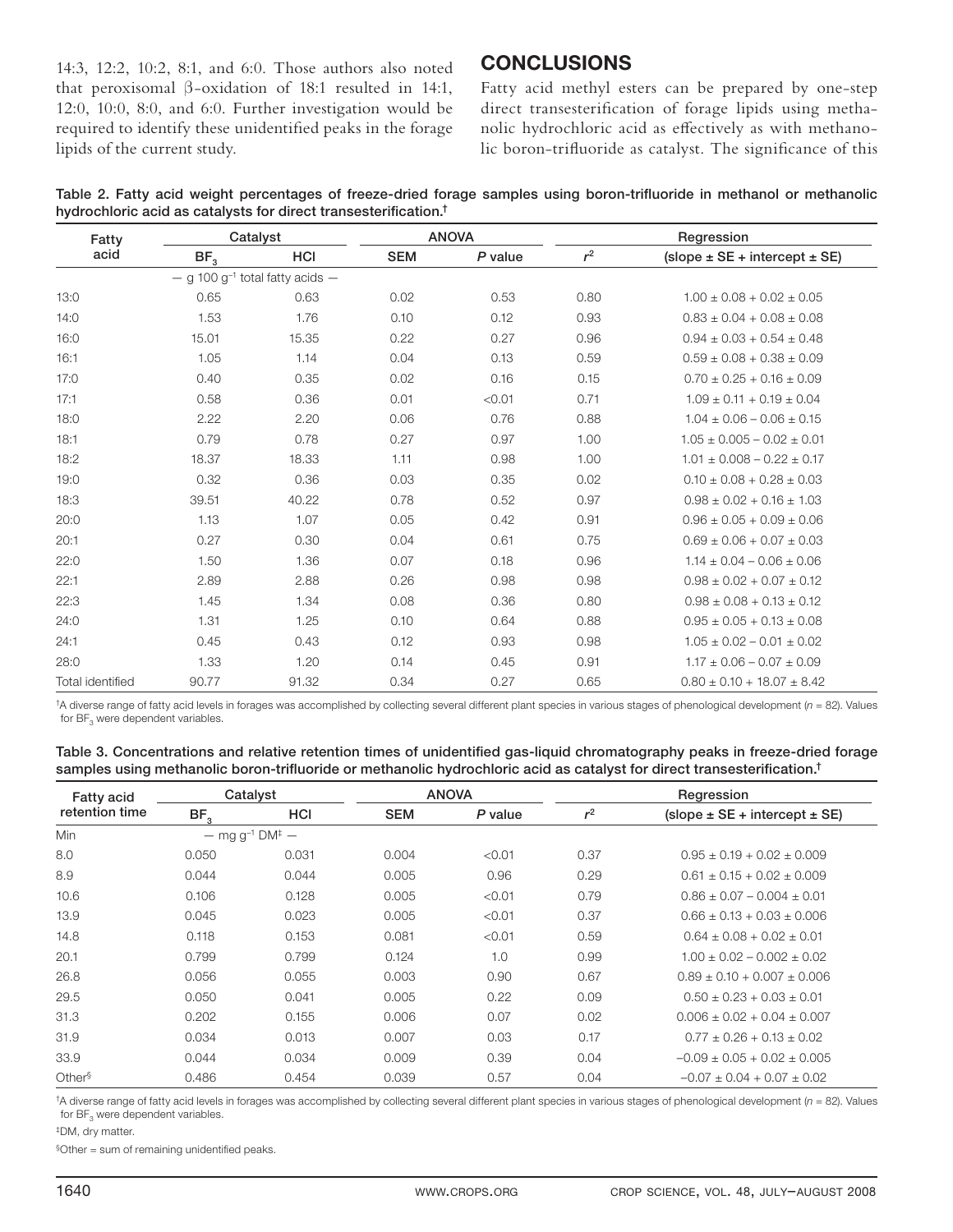14:3, 12:2, 10:2, 8:1, and 6:0. Those authors also noted that peroxisomal β-oxidation of 18:1 resulted in 14:1, 12:0, 10:0, 8:0, and 6:0. Further investigation would be required to identify these unidentified peaks in the forage lipids of the current study.

## CONCLUSIONS

Fatty acid methyl esters can be prepared by one-step direct transesterification of forage lipids using methanolic hydrochloric acid as effectively as with methanolic boron-trifluoride as catalyst. The significance of this

Table 2. Fatty acid weight percentages of freeze-dried forage samples using boron-trifluoride in methanol or methanolic hydrochloric acid as catalysts for direct transesterification.†

| Fatty acid | Catalyst | | ANOVA | | Regression | |
|---|---|---|---|---|---|---|
| | $BF_3$ | HCl | SEM | *P* value | $r^2$ | (slope ± SE + intercept ± SE) |
| | — g 100 $g^{-1}$ total fatty acids — | | | | | |
| 13:0 | 0.65 | 0.63 | 0.02 | 0.53 | 0.80 | 1.00 ± 0.08 + 0.02 ± 0.05 |
| 14:0 | 1.53 | 1.76 | 0.10 | 0.12 | 0.93 | 0.83 ± 0.04 + 0.08 ± 0.08 |
| 16:0 | 15.01 | 15.35 | 0.22 | 0.27 | 0.96 | 0.94 ± 0.03 + 0.54 ± 0.48 |
| 16:1 | 1.05 | 1.14 | 0.04 | 0.13 | 0.59 | 0.59 ± 0.08 + 0.38 ± 0.09 |
| 17:0 | 0.40 | 0.35 | 0.02 | 0.16 | 0.15 | 0.70 ± 0.25 + 0.16 ± 0.09 |
| 17:1 | 0.58 | 0.36 | 0.01 | <0.01 | 0.71 | 1.09 ± 0.11 + 0.19 ± 0.04 |
| 18:0 | 2.22 | 2.20 | 0.06 | 0.76 | 0.88 | 1.04 ± 0.06 – 0.06 ± 0.15 |
| 18:1 | 0.79 | 0.78 | 0.27 | 0.97 | 1.00 | 1.05 ± 0.005 – 0.02 ± 0.01 |
| 18:2 | 18.37 | 18.33 | 1.11 | 0.98 | 1.00 | 1.01 ± 0.008 – 0.22 ± 0.17 |
| 19:0 | 0.32 | 0.36 | 0.03 | 0.35 | 0.02 | 0.10 ± 0.08 + 0.28 ± 0.03 |
| 18:3 | 39.51 | 40.22 | 0.78 | 0.52 | 0.97 | 0.98 ± 0.02 + 0.16 ± 1.03 |
| 20:0 | 1.13 | 1.07 | 0.05 | 0.42 | 0.91 | 0.96 ± 0.05 + 0.09 ± 0.06 |
| 20:1 | 0.27 | 0.30 | 0.04 | 0.61 | 0.75 | 0.69 ± 0.06 + 0.07 ± 0.03 |
| 22:0 | 1.50 | 1.36 | 0.07 | 0.18 | 0.96 | 1.14 ± 0.04 – 0.06 ± 0.06 |
| 22:1 | 2.89 | 2.88 | 0.26 | 0.98 | 0.98 | 0.98 ± 0.02 + 0.07 ± 0.12 |
| 22:3 | 1.45 | 1.34 | 0.08 | 0.36 | 0.80 | 0.98 ± 0.08 + 0.13 ± 0.12 |
| 24:0 | 1.31 | 1.25 | 0.10 | 0.64 | 0.88 | 0.95 ± 0.05 + 0.13 ± 0.08 |
| 24:1 | 0.45 | 0.43 | 0.12 | 0.93 | 0.98 | 1.05 ± 0.02 – 0.01 ± 0.02 |
| 28:0 | 1.33 | 1.20 | 0.14 | 0.45 | 0.91 | 1.17 ± 0.06 – 0.07 ± 0.09 |
| Total identified | 90.77 | 91.32 | 0.34 | 0.27 | 0.65 | 0.80 ± 0.10 + 18.07 ± 8.42 |

†A diverse range of fatty acid levels in forages was accomplished by collecting several different plant species in various stages of phenological development (*n* = 82). Values for $BF_3$ were dependent variables.

Table 3. Concentrations and relative retention times of unidentified gas-liquid chromatography peaks in freeze-dried forage samples using methanolic boron-trifluoride or methanolic hydrochloric acid as catalyst for direct transesterification.†

| Fatty acid retention time | Catalyst | | ANOVA | | Regression | |
|---|---|---|---|---|---|---|
| | $BF_3$ | HCl | SEM | *P* value | $r^2$ | (slope ± SE + intercept ± SE) |
| Min | — mg $g^{-1}$ DM‡ — | | | | | |
| 8.0 | 0.050 | 0.031 | 0.004 | <0.01 | 0.37 | 0.95 ± 0.19 + 0.02 ± 0.009 |
| 8.9 | 0.044 | 0.044 | 0.005 | 0.96 | 0.29 | 0.61 ± 0.15 + 0.02 ± 0.009 |
| 10.6 | 0.106 | 0.128 | 0.005 | <0.01 | 0.79 | 0.86 ± 0.07 – 0.004 ± 0.01 |
| 13.9 | 0.045 | 0.023 | 0.005 | <0.01 | 0.37 | 0.66 ± 0.13 + 0.03 ± 0.006 |
| 14.8 | 0.118 | 0.153 | 0.081 | <0.01 | 0.59 | 0.64 ± 0.08 + 0.02 ± 0.01 |
| 20.1 | 0.799 | 0.799 | 0.124 | 1.0 | 0.99 | 1.00 ± 0.02 – 0.002 ± 0.02 |
| 26.8 | 0.056 | 0.055 | 0.003 | 0.90 | 0.67 | 0.89 ± 0.10 + 0.007 ± 0.006 |
| 29.5 | 0.050 | 0.041 | 0.005 | 0.22 | 0.09 | 0.50 ± 0.23 + 0.03 ± 0.01 |
| 31.3 | 0.202 | 0.155 | 0.006 | 0.07 | 0.02 | 0.006 ± 0.02 + 0.04 ± 0.007 |
| 31.9 | 0.034 | 0.013 | 0.007 | 0.03 | 0.17 | 0.77 ± 0.26 + 0.13 ± 0.02 |
| 33.9 | 0.044 | 0.034 | 0.009 | 0.39 | 0.04 | –0.09 ± 0.05 + 0.02 ± 0.005 |
| Other§ | 0.486 | 0.454 | 0.039 | 0.57 | 0.04 | –0.07 ± 0.04 + 0.07 ± 0.02 |

†A diverse range of fatty acid levels in forages was accomplished by collecting several different plant species in various stages of phenological development (*n* = 82). Values for $BF_3$ were dependent variables.

‡DM, dry matter.

§Other = sum of remaining unidentified peaks.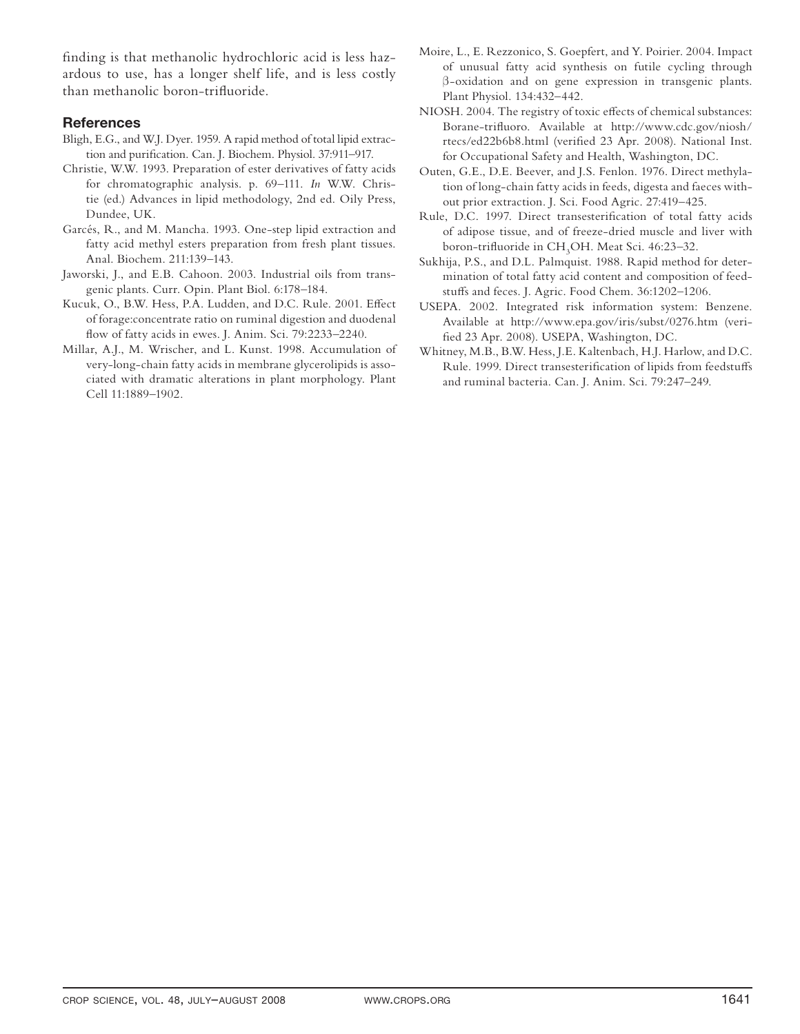finding is that methanolic hydrochloric acid is less hazardous to use, has a longer shelf life, and is less costly than methanolic boron-trifluoride.

## References

Bligh, E.G., and W.J. Dyer. 1959. A rapid method of total lipid extraction and purification. Can. J. Biochem. Physiol. 37:911–917.

Christie, W.W. 1993. Preparation of ester derivatives of fatty acids for chromatographic analysis. p. 69–111. *In* W.W. Christie (ed.) Advances in lipid methodology, 2nd ed. Oily Press, Dundee, UK.

Garcés, R., and M. Mancha. 1993. One-step lipid extraction and fatty acid methyl esters preparation from fresh plant tissues. Anal. Biochem. 211:139–143.

Jaworski, J., and E.B. Cahoon. 2003. Industrial oils from transgenic plants. Curr. Opin. Plant Biol. 6:178–184.

Kucuk, O., B.W. Hess, P.A. Ludden, and D.C. Rule. 2001. Effect of forage:concentrate ratio on ruminal digestion and duodenal flow of fatty acids in ewes. J. Anim. Sci. 79:2233–2240.

Millar, A.J., M. Wrischer, and L. Kunst. 1998. Accumulation of very-long-chain fatty acids in membrane glycerolipids is associated with dramatic alterations in plant morphology. Plant Cell 11:1889–1902.

Moire, L., E. Rezzonico, S. Goepfert, and Y. Poirier. 2004. Impact of unusual fatty acid synthesis on futile cycling through β-oxidation and on gene expression in transgenic plants. Plant Physiol. 134:432–442.

NIOSH. 2004. The registry of toxic effects of chemical substances: Borane-trifluoro. Available at http://www.cdc.gov/niosh/rtecs/ed22b6b8.html (verified 23 Apr. 2008). National Inst. for Occupational Safety and Health, Washington, DC.

Outen, G.E., D.E. Beever, and J.S. Fenlon. 1976. Direct methylation of long-chain fatty acids in feeds, digesta and faeces without prior extraction. J. Sci. Food Agric. 27:419–425.

Rule, D.C. 1997. Direct transesterification of total fatty acids of adipose tissue, and of freeze-dried muscle and liver with boron-trifluoride in $CH_3OH$. Meat Sci. 46:23–32.

Sukhija, P.S., and D.L. Palmquist. 1988. Rapid method for determination of total fatty acid content and composition of feedstuffs and feces. J. Agric. Food Chem. 36:1202–1206.

USEPA. 2002. Integrated risk information system: Benzene. Available at http://www.epa.gov/iris/subst/0276.htm (verified 23 Apr. 2008). USEPA, Washington, DC.

Whitney, M.B., B.W. Hess, J.E. Kaltenbach, H.J. Harlow, and D.C. Rule. 1999. Direct transesterification of lipids from feedstuffs and ruminal bacteria. Can. J. Anim. Sci. 79:247–249.